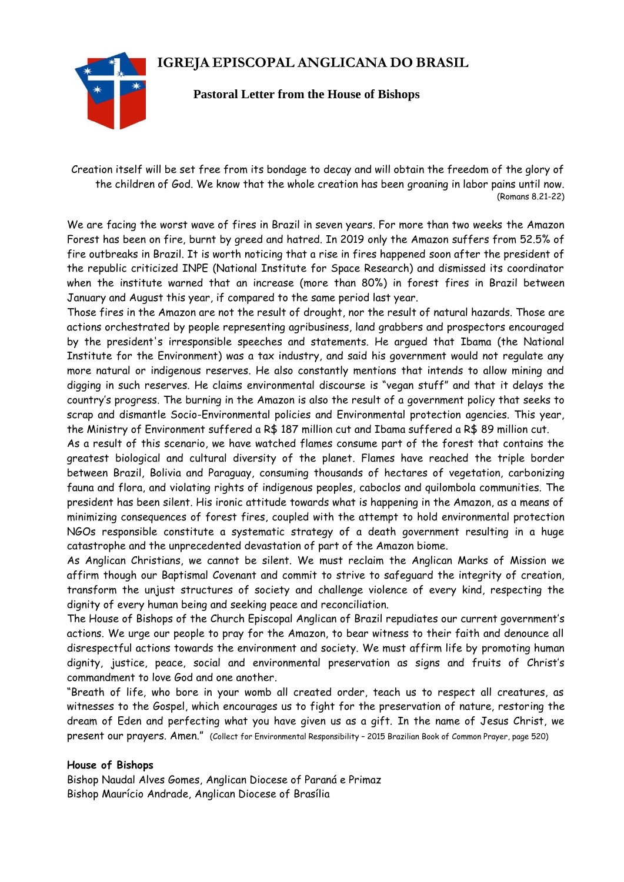# IGREJA EPISCOPAL ANGLICANA DO BRASIL

## Pastoral Letter from the House of Bishops

Creation itself will be set free from its bondage to decay and will obtain the freedom of the glory of the children of God. We know that the whole creation has been groaning in labor pains until now.
(Romans 8.21-22)

We are facing the worst wave of fires in Brazil in seven years. For more than two weeks the Amazon Forest has been on fire, burnt by greed and hatred. In 2019 only the Amazon suffers from 52.5% of fire outbreaks in Brazil. It is worth noticing that a rise in fires happened soon after the president of the republic criticized INPE (National Institute for Space Research) and dismissed its coordinator when the institute warned that an increase (more than 80%) in forest fires in Brazil between January and August this year, if compared to the same period last year.

Those fires in the Amazon are not the result of drought, nor the result of natural hazards. Those are actions orchestrated by people representing agribusiness, land grabbers and prospectors encouraged by the president's irresponsible speeches and statements. He argued that Ibama (the National Institute for the Environment) was a tax industry, and said his government would not regulate any more natural or indigenous reserves. He also constantly mentions that intends to allow mining and digging in such reserves. He claims environmental discourse is "vegan stuff" and that it delays the country's progress. The burning in the Amazon is also the result of a government policy that seeks to scrap and dismantle Socio-Environmental policies and Environmental protection agencies. This year, the Ministry of Environment suffered a R$ 187 million cut and Ibama suffered a R$ 89 million cut.

As a result of this scenario, we have watched flames consume part of the forest that contains the greatest biological and cultural diversity of the planet. Flames have reached the triple border between Brazil, Bolivia and Paraguay, consuming thousands of hectares of vegetation, carbonizing fauna and flora, and violating rights of indigenous peoples, caboclos and quilombola communities. The president has been silent. His ironic attitude towards what is happening in the Amazon, as a means of minimizing consequences of forest fires, coupled with the attempt to hold environmental protection NGOs responsible constitute a systematic strategy of a death government resulting in a huge catastrophe and the unprecedented devastation of part of the Amazon biome.

As Anglican Christians, we cannot be silent. We must reclaim the Anglican Marks of Mission we affirm though our Baptismal Covenant and commit to strive to safeguard the integrity of creation, transform the unjust structures of society and challenge violence of every kind, respecting the dignity of every human being and seeking peace and reconciliation.

The House of Bishops of the Church Episcopal Anglican of Brazil repudiates our current government's actions. We urge our people to pray for the Amazon, to bear witness to their faith and denounce all disrespectful actions towards the environment and society. We must affirm life by promoting human dignity, justice, peace, social and environmental preservation as signs and fruits of Christ's commandment to love God and one another.

"Breath of life, who bore in your womb all created order, teach us to respect all creatures, as witnesses to the Gospel, which encourages us to fight for the preservation of nature, restoring the dream of Eden and perfecting what you have given us as a gift. In the name of Jesus Christ, we present our prayers. Amen." (Collect for Environmental Responsibility – 2015 Brazilian Book of Common Prayer, page 520)

**House of Bishops**

Bishop Naudal Alves Gomes, Anglican Diocese of Paraná e Primaz
Bishop Maurício Andrade, Anglican Diocese of Brasília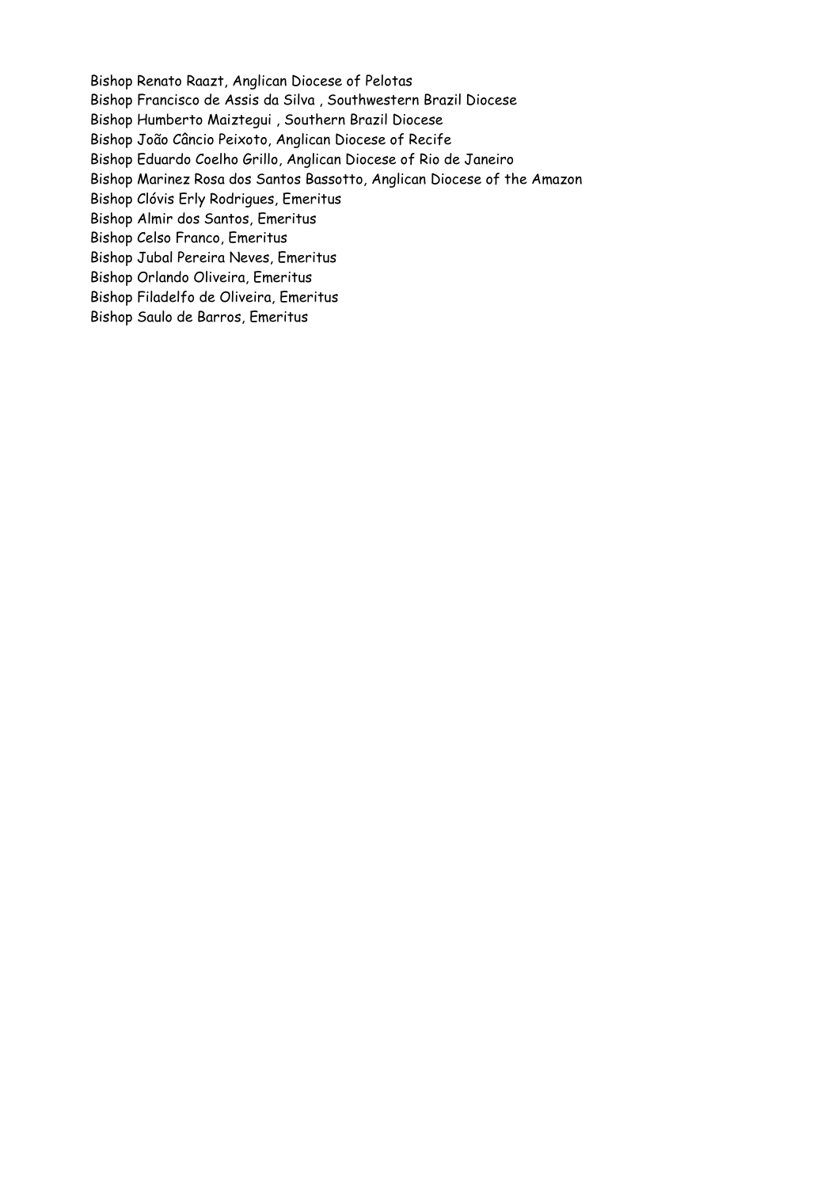Bishop Renato Raazt, Anglican Diocese of Pelotas
Bishop Francisco de Assis da Silva , Southwestern Brazil Diocese
Bishop Humberto Maiztegui , Southern Brazil Diocese
Bishop João Câncio Peixoto, Anglican Diocese of Recife
Bishop Eduardo Coelho Grillo, Anglican Diocese of Rio de Janeiro
Bishop Marinez Rosa dos Santos Bassotto, Anglican Diocese of the Amazon
Bishop Clóvis Erly Rodrigues, Emeritus
Bishop Almir dos Santos, Emeritus
Bishop Celso Franco, Emeritus
Bishop Jubal Pereira Neves, Emeritus
Bishop Orlando Oliveira, Emeritus
Bishop Filadelfo de Oliveira, Emeritus
Bishop Saulo de Barros, Emeritus